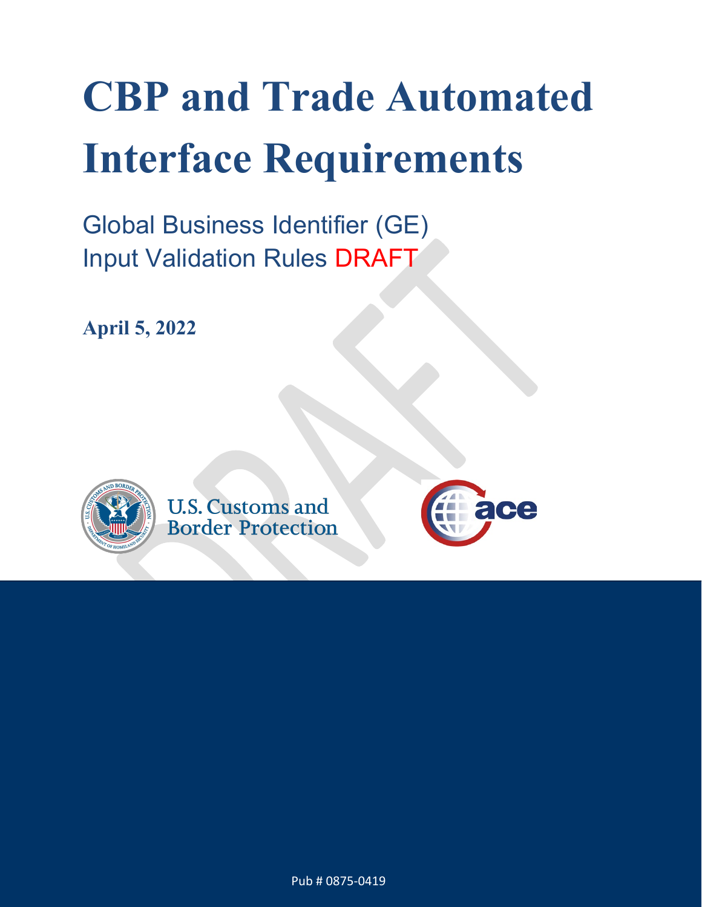# CBP and Trade Automated Interface Requirements

Global Business Identifier (GE)
Input Validation Rules DRAFT

**April 5, 2022**

U.S. Customs and Border Protection

Pub # 0875-0419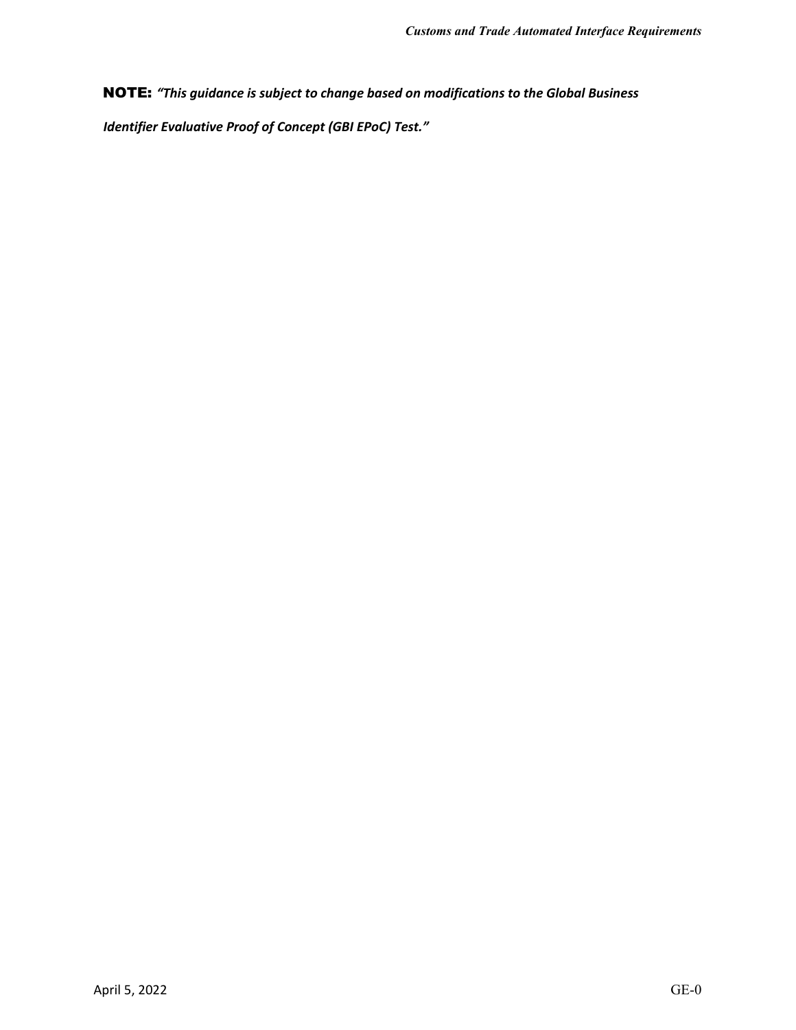**NOTE:** ***"This guidance is subject to change based on modifications to the Global Business Identifier Evaluative Proof of Concept (GBI EPoC) Test."***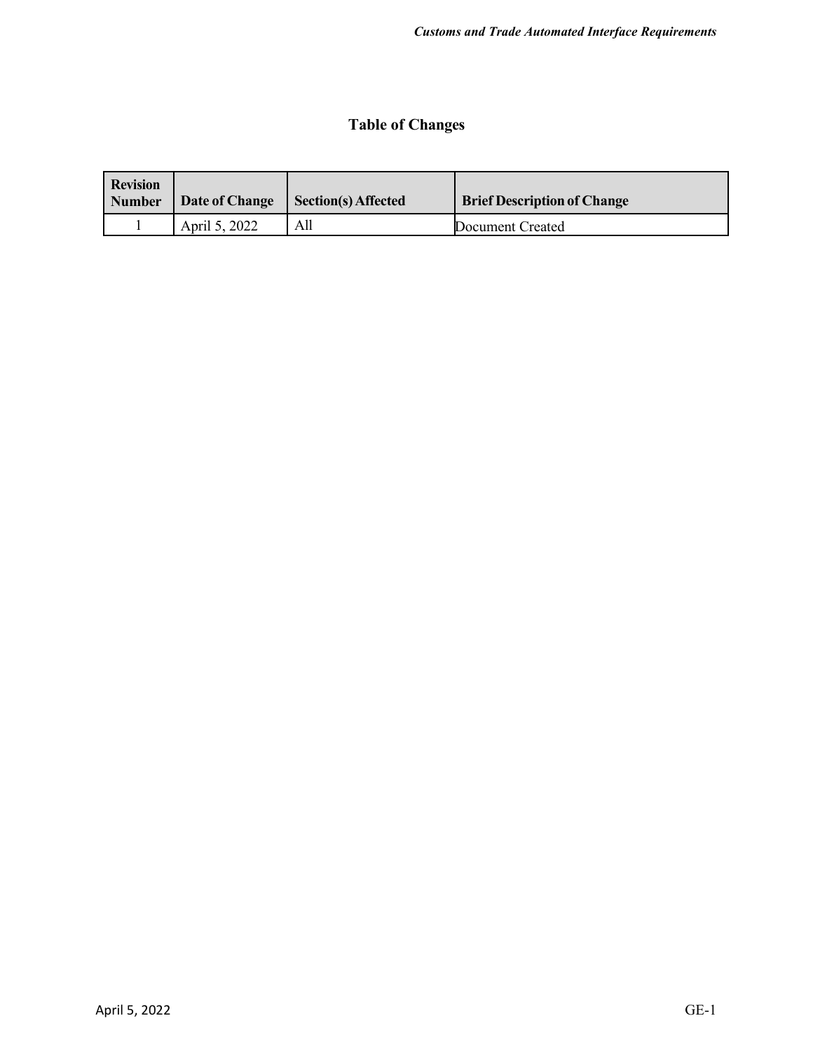## Table of Changes

| Revision Number | Date of Change | Section(s) Affected | Brief Description of Change |
|---|---|---|---|
| 1 | April 5, 2022 | All | Document Created |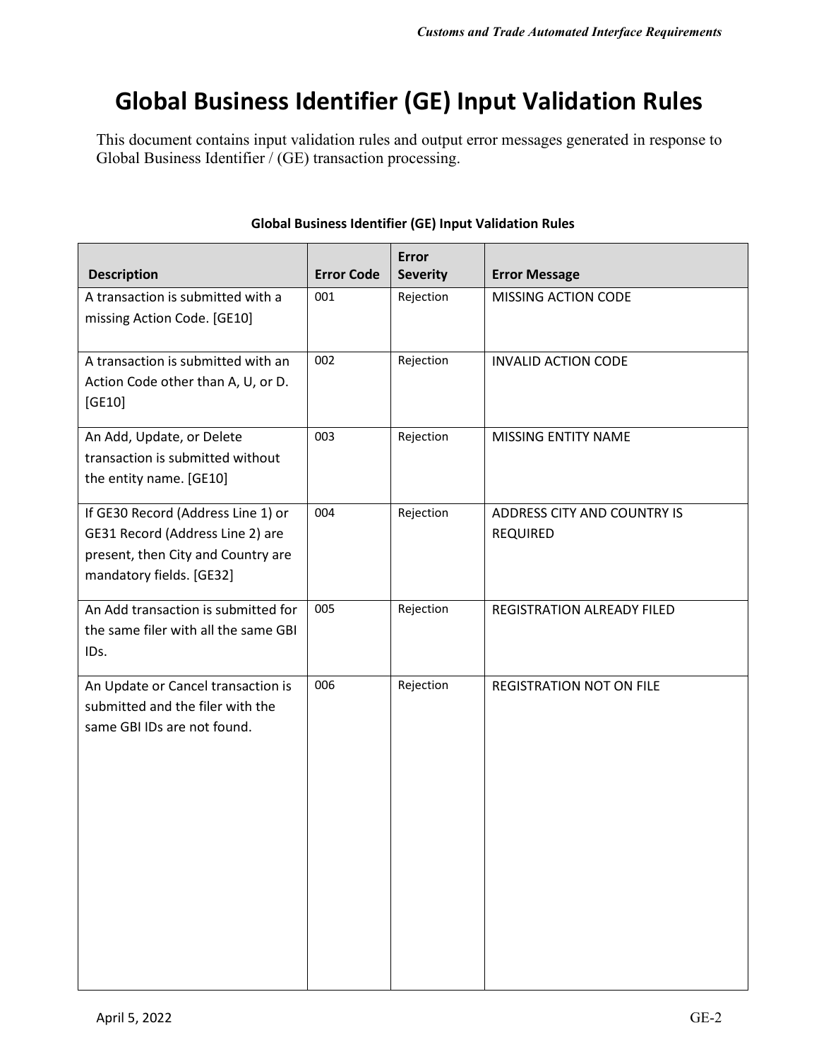# Global Business Identifier (GE) Input Validation Rules

This document contains input validation rules and output error messages generated in response to Global Business Identifier / (GE) transaction processing.

**Global Business Identifier (GE) Input Validation Rules**

| Description | Error Code | Error Severity | Error Message |
|---|---|---|---|
| A transaction is submitted with a missing Action Code. [GE10] | 001 | Rejection | MISSING ACTION CODE |
| A transaction is submitted with an Action Code other than A, U, or D. [GE10] | 002 | Rejection | INVALID ACTION CODE |
| An Add, Update, or Delete transaction is submitted without the entity name. [GE10] | 003 | Rejection | MISSING ENTITY NAME |
| If GE30 Record (Address Line 1) or GE31 Record (Address Line 2) are present, then City and Country are mandatory fields. [GE32] | 004 | Rejection | ADDRESS CITY AND COUNTRY IS REQUIRED |
| An Add transaction is submitted for the same filer with all the same GBI IDs. | 005 | Rejection | REGISTRATION ALREADY FILED |
| An Update or Cancel transaction is submitted and the filer with the same GBI IDs are not found. | 006 | Rejection | REGISTRATION NOT ON FILE |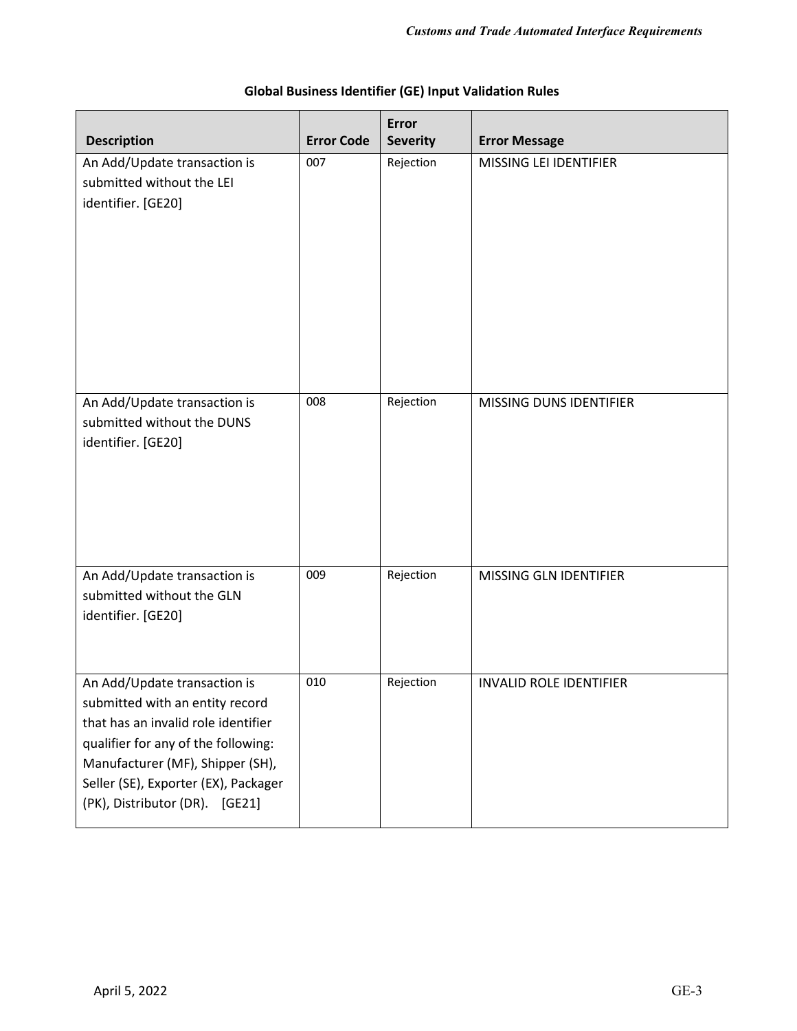**Global Business Identifier (GE) Input Validation Rules**

| Description | Error Code | Error Severity | Error Message |
|---|---|---|---|
| An Add/Update transaction is submitted without the LEI identifier. [GE20] | 007 | Rejection | MISSING LEI IDENTIFIER |
| An Add/Update transaction is submitted without the DUNS identifier. [GE20] | 008 | Rejection | MISSING DUNS IDENTIFIER |
| An Add/Update transaction is submitted without the GLN identifier. [GE20] | 009 | Rejection | MISSING GLN IDENTIFIER |
| An Add/Update transaction is submitted with an entity record that has an invalid role identifier qualifier for any of the following: Manufacturer (MF), Shipper (SH), Seller (SE), Exporter (EX), Packager (PK), Distributor (DR). [GE21] | 010 | Rejection | INVALID ROLE IDENTIFIER |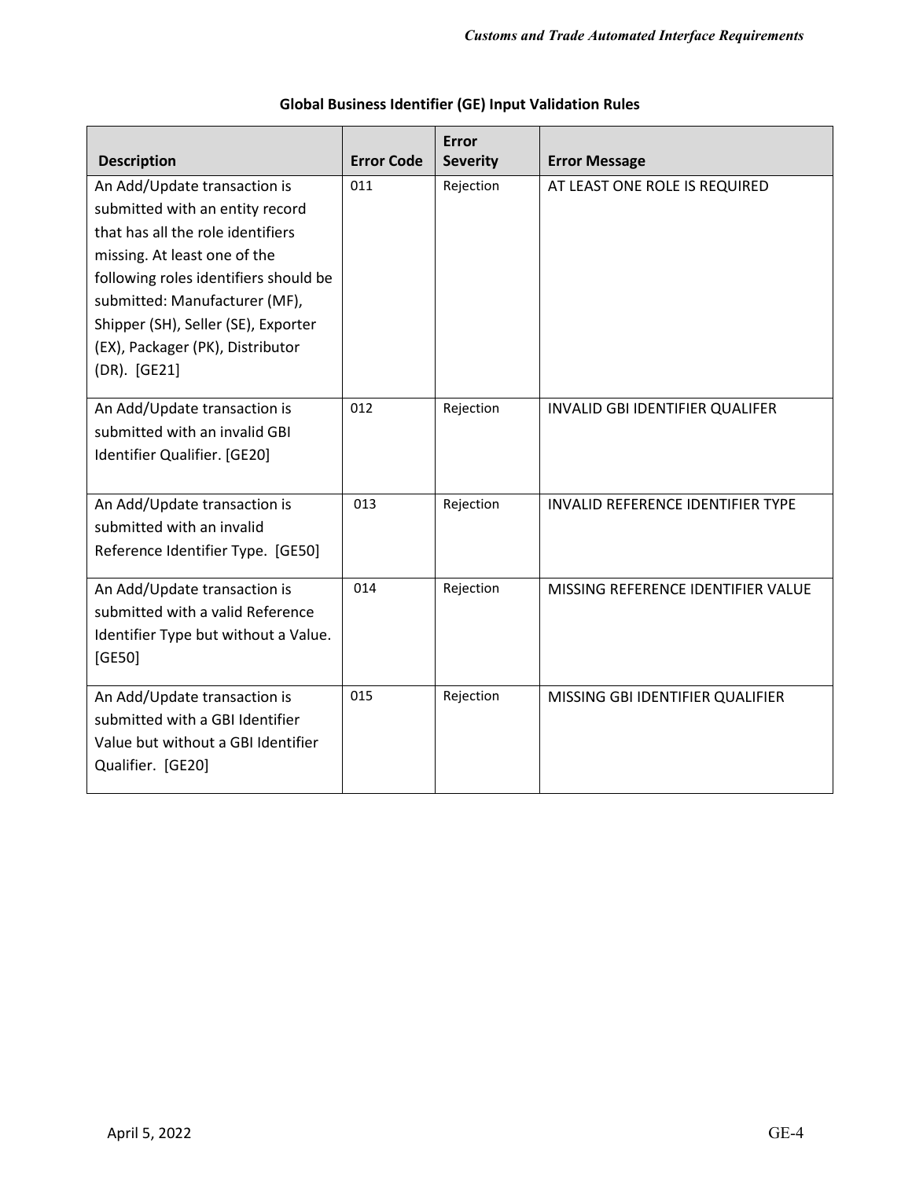**Global Business Identifier (GE) Input Validation Rules**

| Description | Error Code | Error Severity | Error Message |
|---|---|---|---|
| An Add/Update transaction is submitted with an entity record that has all the role identifiers missing. At least one of the following roles identifiers should be submitted: Manufacturer (MF), Shipper (SH), Seller (SE), Exporter (EX), Packager (PK), Distributor (DR). [GE21] | 011 | Rejection | AT LEAST ONE ROLE IS REQUIRED |
| An Add/Update transaction is submitted with an invalid GBI Identifier Qualifier. [GE20] | 012 | Rejection | INVALID GBI IDENTIFIER QUALIFER |
| An Add/Update transaction is submitted with an invalid Reference Identifier Type. [GE50] | 013 | Rejection | INVALID REFERENCE IDENTIFIER TYPE |
| An Add/Update transaction is submitted with a valid Reference Identifier Type but without a Value. [GE50] | 014 | Rejection | MISSING REFERENCE IDENTIFIER VALUE |
| An Add/Update transaction is submitted with a GBI Identifier Value but without a GBI Identifier Qualifier. [GE20] | 015 | Rejection | MISSING GBI IDENTIFIER QUALIFIER |